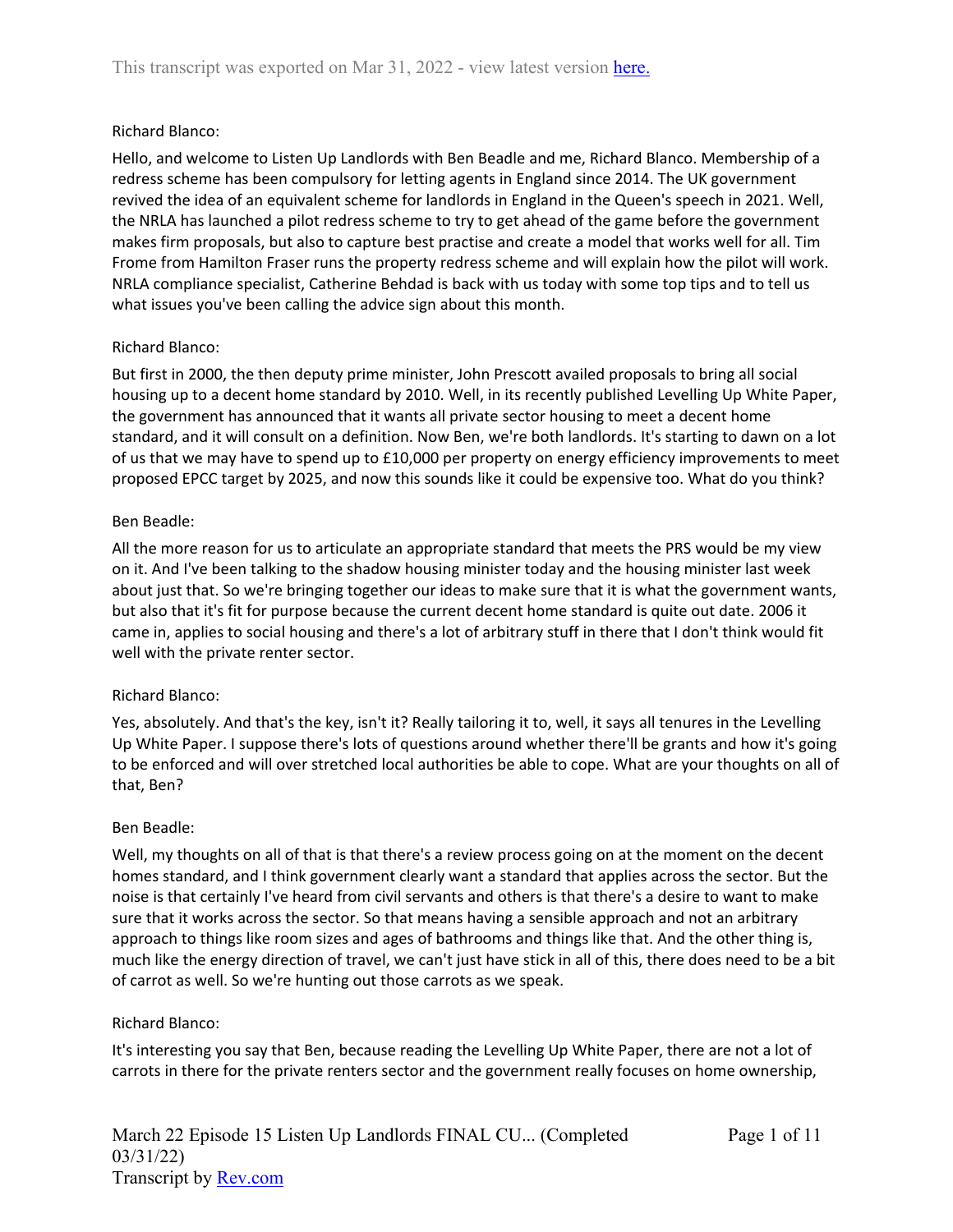Richard Blanco:

Hello, and welcome to Listen Up Landlords with Ben Beadle and me, Richard Blanco. Membership of a redress scheme has been compulsory for letting agents in England since 2014. The UK government revived the idea of an equivalent scheme for landlords in England in the Queen's speech in 2021. Well, the NRLA has launched a pilot redress scheme to try to get ahead of the game before the government makes firm proposals, but also to capture best practise and create a model that works well for all. Tim Frome from Hamilton Fraser runs the property redress scheme and will explain how the pilot will work. NRLA compliance specialist, Catherine Behdad is back with us today with some top tips and to tell us what issues you've been calling the advice sign about this month.

Richard Blanco:

But first in 2000, the then deputy prime minister, John Prescott availed proposals to bring all social housing up to a decent home standard by 2010. Well, in its recently published Levelling Up White Paper, the government has announced that it wants all private sector housing to meet a decent home standard, and it will consult on a definition. Now Ben, we're both landlords. It's starting to dawn on a lot of us that we may have to spend up to £10,000 per property on energy efficiency improvements to meet proposed EPCC target by 2025, and now this sounds like it could be expensive too. What do you think?

Ben Beadle:

All the more reason for us to articulate an appropriate standard that meets the PRS would be my view on it. And I've been talking to the shadow housing minister today and the housing minister last week about just that. So we're bringing together our ideas to make sure that it is what the government wants, but also that it's fit for purpose because the current decent home standard is quite out date. 2006 it came in, applies to social housing and there's a lot of arbitrary stuff in there that I don't think would fit well with the private renter sector.

Richard Blanco:

Yes, absolutely. And that's the key, isn't it? Really tailoring it to, well, it says all tenures in the Levelling Up White Paper. I suppose there's lots of questions around whether there'll be grants and how it's going to be enforced and will over stretched local authorities be able to cope. What are your thoughts on all of that, Ben?

Ben Beadle:

Well, my thoughts on all of that is that there's a review process going on at the moment on the decent homes standard, and I think government clearly want a standard that applies across the sector. But the noise is that certainly I've heard from civil servants and others is that there's a desire to want to make sure that it works across the sector. So that means having a sensible approach and not an arbitrary approach to things like room sizes and ages of bathrooms and things like that. And the other thing is, much like the energy direction of travel, we can't just have stick in all of this, there does need to be a bit of carrot as well. So we're hunting out those carrots as we speak.

Richard Blanco:

It's interesting you say that Ben, because reading the Levelling Up White Paper, there are not a lot of carrots in there for the private renters sector and the government really focuses on home ownership,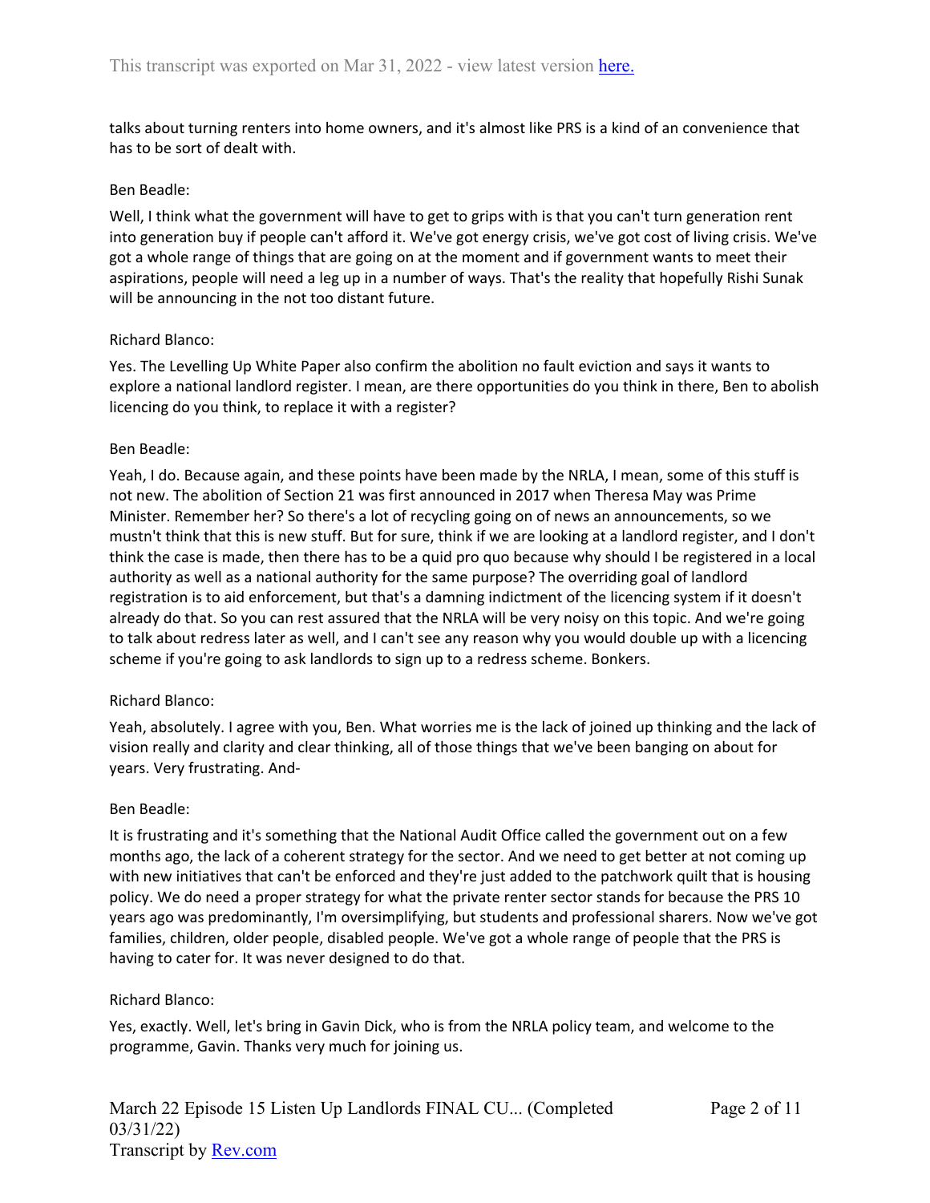talks about turning renters into home owners, and it's almost like PRS is a kind of an convenience that has to be sort of dealt with.

Ben Beadle:

Well, I think what the government will have to get to grips with is that you can't turn generation rent into generation buy if people can't afford it. We've got energy crisis, we've got cost of living crisis. We've got a whole range of things that are going on at the moment and if government wants to meet their aspirations, people will need a leg up in a number of ways. That's the reality that hopefully Rishi Sunak will be announcing in the not too distant future.

Richard Blanco:

Yes. The Levelling Up White Paper also confirm the abolition no fault eviction and says it wants to explore a national landlord register. I mean, are there opportunities do you think in there, Ben to abolish licencing do you think, to replace it with a register?

Ben Beadle:

Yeah, I do. Because again, and these points have been made by the NRLA, I mean, some of this stuff is not new. The abolition of Section 21 was first announced in 2017 when Theresa May was Prime Minister. Remember her? So there's a lot of recycling going on of news an announcements, so we mustn't think that this is new stuff. But for sure, think if we are looking at a landlord register, and I don't think the case is made, then there has to be a quid pro quo because why should I be registered in a local authority as well as a national authority for the same purpose? The overriding goal of landlord registration is to aid enforcement, but that's a damning indictment of the licencing system if it doesn't already do that. So you can rest assured that the NRLA will be very noisy on this topic. And we're going to talk about redress later as well, and I can't see any reason why you would double up with a licencing scheme if you're going to ask landlords to sign up to a redress scheme. Bonkers.

Richard Blanco:

Yeah, absolutely. I agree with you, Ben. What worries me is the lack of joined up thinking and the lack of vision really and clarity and clear thinking, all of those things that we've been banging on about for years. Very frustrating. And-

Ben Beadle:

It is frustrating and it's something that the National Audit Office called the government out on a few months ago, the lack of a coherent strategy for the sector. And we need to get better at not coming up with new initiatives that can't be enforced and they're just added to the patchwork quilt that is housing policy. We do need a proper strategy for what the private renter sector stands for because the PRS 10 years ago was predominantly, I'm oversimplifying, but students and professional sharers. Now we've got families, children, older people, disabled people. We've got a whole range of people that the PRS is having to cater for. It was never designed to do that.

Richard Blanco:

Yes, exactly. Well, let's bring in Gavin Dick, who is from the NRLA policy team, and welcome to the programme, Gavin. Thanks very much for joining us.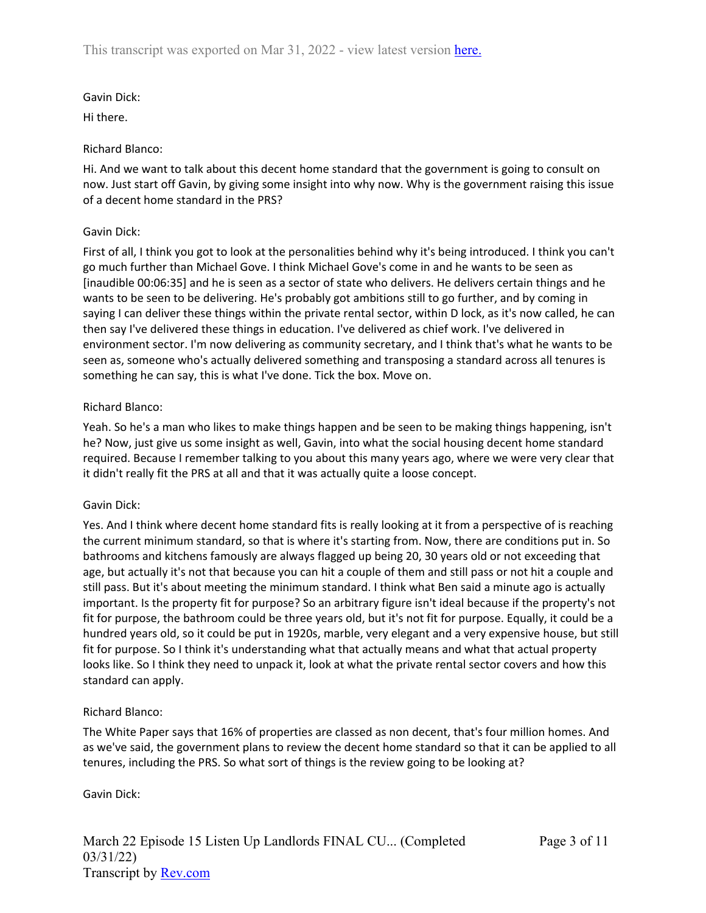Gavin Dick:

Hi there.

Richard Blanco:

Hi. And we want to talk about this decent home standard that the government is going to consult on now. Just start off Gavin, by giving some insight into why now. Why is the government raising this issue of a decent home standard in the PRS?

Gavin Dick:

First of all, I think you got to look at the personalities behind why it's being introduced. I think you can't go much further than Michael Gove. I think Michael Gove's come in and he wants to be seen as [inaudible 00:06:35] and he is seen as a sector of state who delivers. He delivers certain things and he wants to be seen to be delivering. He's probably got ambitions still to go further, and by coming in saying I can deliver these things within the private rental sector, within D lock, as it's now called, he can then say I've delivered these things in education. I've delivered as chief work. I've delivered in environment sector. I'm now delivering as community secretary, and I think that's what he wants to be seen as, someone who's actually delivered something and transposing a standard across all tenures is something he can say, this is what I've done. Tick the box. Move on.

Richard Blanco:

Yeah. So he's a man who likes to make things happen and be seen to be making things happening, isn't he? Now, just give us some insight as well, Gavin, into what the social housing decent home standard required. Because I remember talking to you about this many years ago, where we were very clear that it didn't really fit the PRS at all and that it was actually quite a loose concept.

Gavin Dick:

Yes. And I think where decent home standard fits is really looking at it from a perspective of is reaching the current minimum standard, so that is where it's starting from. Now, there are conditions put in. So bathrooms and kitchens famously are always flagged up being 20, 30 years old or not exceeding that age, but actually it's not that because you can hit a couple of them and still pass or not hit a couple and still pass. But it's about meeting the minimum standard. I think what Ben said a minute ago is actually important. Is the property fit for purpose? So an arbitrary figure isn't ideal because if the property's not fit for purpose, the bathroom could be three years old, but it's not fit for purpose. Equally, it could be a hundred years old, so it could be put in 1920s, marble, very elegant and a very expensive house, but still fit for purpose. So I think it's understanding what that actually means and what that actual property looks like. So I think they need to unpack it, look at what the private rental sector covers and how this standard can apply.

Richard Blanco:

The White Paper says that 16% of properties are classed as non decent, that's four million homes. And as we've said, the government plans to review the decent home standard so that it can be applied to all tenures, including the PRS. So what sort of things is the review going to be looking at?

Gavin Dick: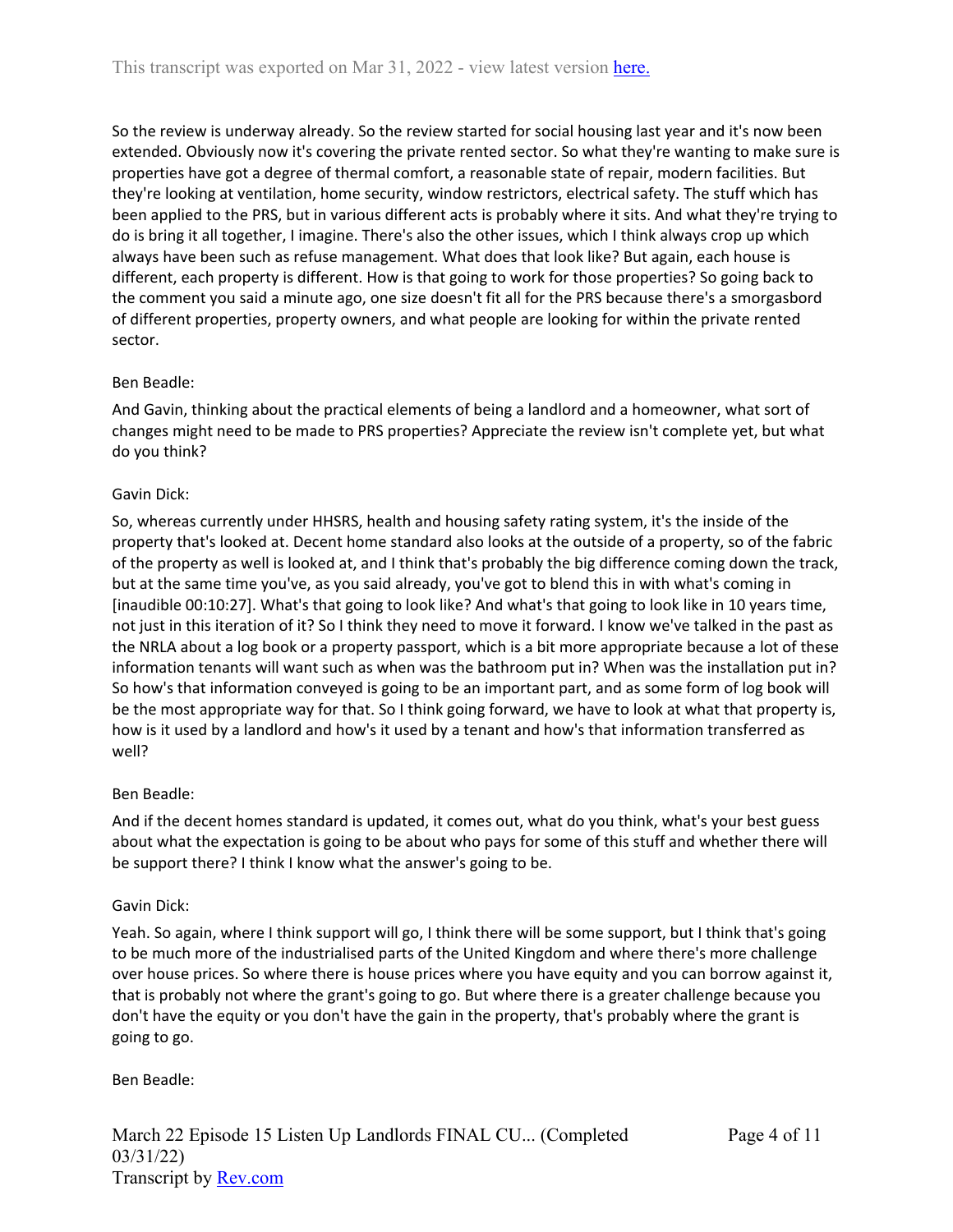So the review is underway already. So the review started for social housing last year and it's now been extended. Obviously now it's covering the private rented sector. So what they're wanting to make sure is properties have got a degree of thermal comfort, a reasonable state of repair, modern facilities. But they're looking at ventilation, home security, window restrictors, electrical safety. The stuff which has been applied to the PRS, but in various different acts is probably where it sits. And what they're trying to do is bring it all together, I imagine. There's also the other issues, which I think always crop up which always have been such as refuse management. What does that look like? But again, each house is different, each property is different. How is that going to work for those properties? So going back to the comment you said a minute ago, one size doesn't fit all for the PRS because there's a smorgasbord of different properties, property owners, and what people are looking for within the private rented sector.

Ben Beadle:

And Gavin, thinking about the practical elements of being a landlord and a homeowner, what sort of changes might need to be made to PRS properties? Appreciate the review isn't complete yet, but what do you think?

Gavin Dick:

So, whereas currently under HHSRS, health and housing safety rating system, it's the inside of the property that's looked at. Decent home standard also looks at the outside of a property, so of the fabric of the property as well is looked at, and I think that's probably the big difference coming down the track, but at the same time you've, as you said already, you've got to blend this in with what's coming in [inaudible 00:10:27]. What's that going to look like? And what's that going to look like in 10 years time, not just in this iteration of it? So I think they need to move it forward. I know we've talked in the past as the NRLA about a log book or a property passport, which is a bit more appropriate because a lot of these information tenants will want such as when was the bathroom put in? When was the installation put in? So how's that information conveyed is going to be an important part, and as some form of log book will be the most appropriate way for that. So I think going forward, we have to look at what that property is, how is it used by a landlord and how's it used by a tenant and how's that information transferred as well?

Ben Beadle:

And if the decent homes standard is updated, it comes out, what do you think, what's your best guess about what the expectation is going to be about who pays for some of this stuff and whether there will be support there? I think I know what the answer's going to be.

Gavin Dick:

Yeah. So again, where I think support will go, I think there will be some support, but I think that's going to be much more of the industrialised parts of the United Kingdom and where there's more challenge over house prices. So where there is house prices where you have equity and you can borrow against it, that is probably not where the grant's going to go. But where there is a greater challenge because you don't have the equity or you don't have the gain in the property, that's probably where the grant is going to go.

Ben Beadle: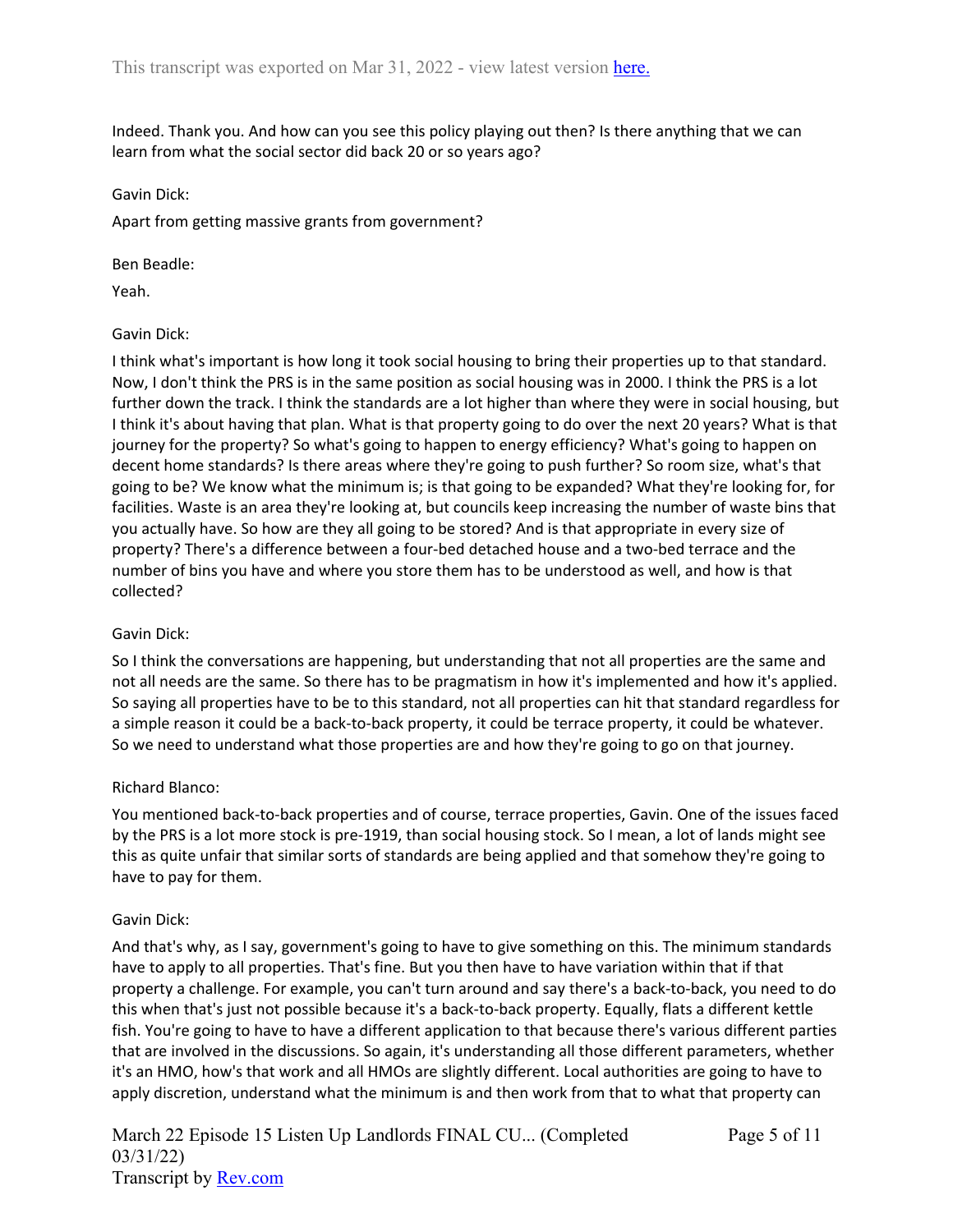Indeed. Thank you. And how can you see this policy playing out then? Is there anything that we can learn from what the social sector did back 20 or so years ago?

Gavin Dick:

Apart from getting massive grants from government?

Ben Beadle:

Yeah.

Gavin Dick:

I think what's important is how long it took social housing to bring their properties up to that standard. Now, I don't think the PRS is in the same position as social housing was in 2000. I think the PRS is a lot further down the track. I think the standards are a lot higher than where they were in social housing, but I think it's about having that plan. What is that property going to do over the next 20 years? What is that journey for the property? So what's going to happen to energy efficiency? What's going to happen on decent home standards? Is there areas where they're going to push further? So room size, what's that going to be? We know what the minimum is; is that going to be expanded? What they're looking for, for facilities. Waste is an area they're looking at, but councils keep increasing the number of waste bins that you actually have. So how are they all going to be stored? And is that appropriate in every size of property? There's a difference between a four-bed detached house and a two-bed terrace and the number of bins you have and where you store them has to be understood as well, and how is that collected?

Gavin Dick:

So I think the conversations are happening, but understanding that not all properties are the same and not all needs are the same. So there has to be pragmatism in how it's implemented and how it's applied. So saying all properties have to be to this standard, not all properties can hit that standard regardless for a simple reason it could be a back-to-back property, it could be terrace property, it could be whatever. So we need to understand what those properties are and how they're going to go on that journey.

Richard Blanco:

You mentioned back-to-back properties and of course, terrace properties, Gavin. One of the issues faced by the PRS is a lot more stock is pre-1919, than social housing stock. So I mean, a lot of lands might see this as quite unfair that similar sorts of standards are being applied and that somehow they're going to have to pay for them.

Gavin Dick:

And that's why, as I say, government's going to have to give something on this. The minimum standards have to apply to all properties. That's fine. But you then have to have variation within that if that property a challenge. For example, you can't turn around and say there's a back-to-back, you need to do this when that's just not possible because it's a back-to-back property. Equally, flats a different kettle fish. You're going to have to have a different application to that because there's various different parties that are involved in the discussions. So again, it's understanding all those different parameters, whether it's an HMO, how's that work and all HMOs are slightly different. Local authorities are going to have to apply discretion, understand what the minimum is and then work from that to what that property can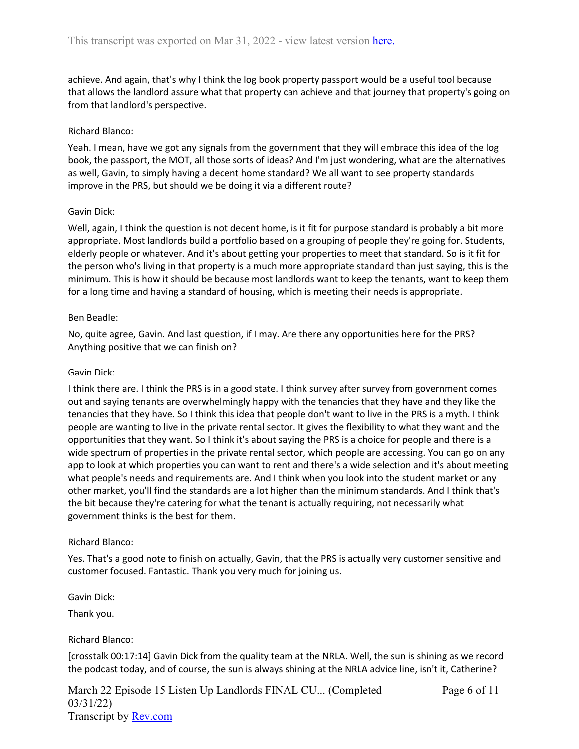achieve. And again, that's why I think the log book property passport would be a useful tool because that allows the landlord assure what that property can achieve and that journey that property's going on from that landlord's perspective.

Richard Blanco:

Yeah. I mean, have we got any signals from the government that they will embrace this idea of the log book, the passport, the MOT, all those sorts of ideas? And I'm just wondering, what are the alternatives as well, Gavin, to simply having a decent home standard? We all want to see property standards improve in the PRS, but should we be doing it via a different route?

Gavin Dick:

Well, again, I think the question is not decent home, is it fit for purpose standard is probably a bit more appropriate. Most landlords build a portfolio based on a grouping of people they're going for. Students, elderly people or whatever. And it's about getting your properties to meet that standard. So is it fit for the person who's living in that property is a much more appropriate standard than just saying, this is the minimum. This is how it should be because most landlords want to keep the tenants, want to keep them for a long time and having a standard of housing, which is meeting their needs is appropriate.

Ben Beadle:

No, quite agree, Gavin. And last question, if I may. Are there any opportunities here for the PRS? Anything positive that we can finish on?

Gavin Dick:

I think there are. I think the PRS is in a good state. I think survey after survey from government comes out and saying tenants are overwhelmingly happy with the tenancies that they have and they like the tenancies that they have. So I think this idea that people don't want to live in the PRS is a myth. I think people are wanting to live in the private rental sector. It gives the flexibility to what they want and the opportunities that they want. So I think it's about saying the PRS is a choice for people and there is a wide spectrum of properties in the private rental sector, which people are accessing. You can go on any app to look at which properties you can want to rent and there's a wide selection and it's about meeting what people's needs and requirements are. And I think when you look into the student market or any other market, you'll find the standards are a lot higher than the minimum standards. And I think that's the bit because they're catering for what the tenant is actually requiring, not necessarily what government thinks is the best for them.

Richard Blanco:

Yes. That's a good note to finish on actually, Gavin, that the PRS is actually very customer sensitive and customer focused. Fantastic. Thank you very much for joining us.

Gavin Dick:

Thank you.

Richard Blanco:

[crosstalk 00:17:14] Gavin Dick from the quality team at the NRLA. Well, the sun is shining as we record the podcast today, and of course, the sun is always shining at the NRLA advice line, isn't it, Catherine?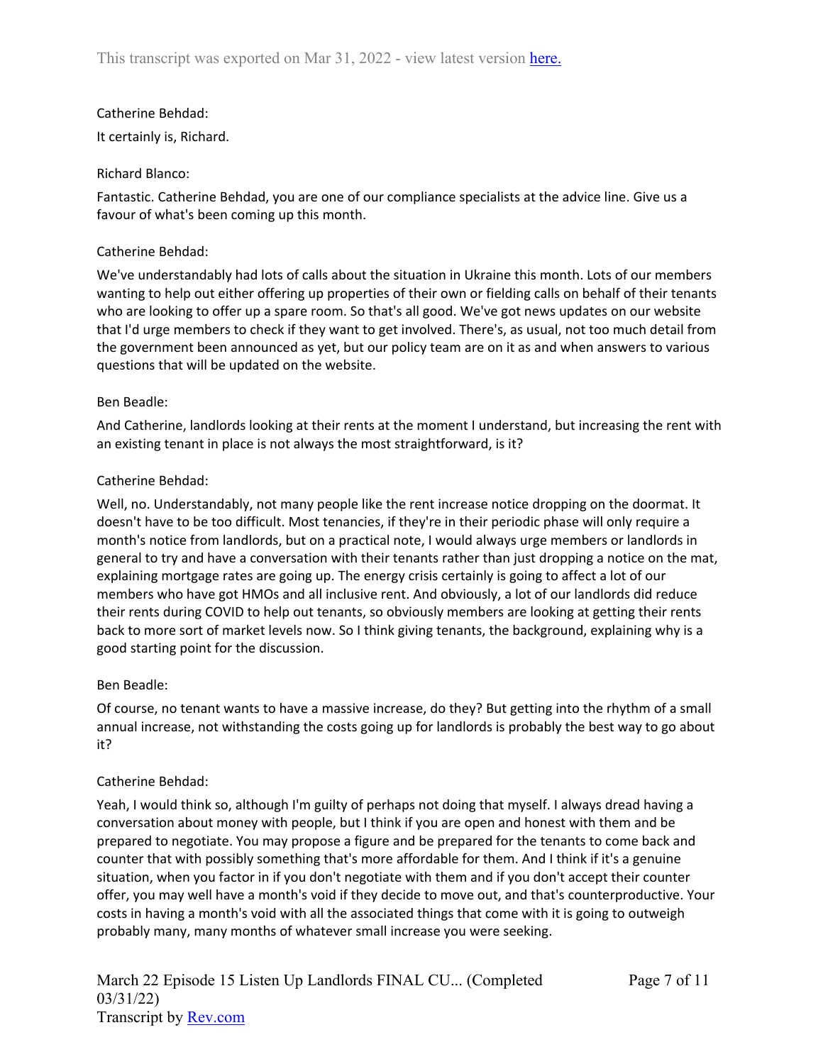Catherine Behdad:

It certainly is, Richard.

Richard Blanco:

Fantastic. Catherine Behdad, you are one of our compliance specialists at the advice line. Give us a favour of what's been coming up this month.

Catherine Behdad:

We've understandably had lots of calls about the situation in Ukraine this month. Lots of our members wanting to help out either offering up properties of their own or fielding calls on behalf of their tenants who are looking to offer up a spare room. So that's all good. We've got news updates on our website that I'd urge members to check if they want to get involved. There's, as usual, not too much detail from the government been announced as yet, but our policy team are on it as and when answers to various questions that will be updated on the website.

Ben Beadle:

And Catherine, landlords looking at their rents at the moment I understand, but increasing the rent with an existing tenant in place is not always the most straightforward, is it?

Catherine Behdad:

Well, no. Understandably, not many people like the rent increase notice dropping on the doormat. It doesn't have to be too difficult. Most tenancies, if they're in their periodic phase will only require a month's notice from landlords, but on a practical note, I would always urge members or landlords in general to try and have a conversation with their tenants rather than just dropping a notice on the mat, explaining mortgage rates are going up. The energy crisis certainly is going to affect a lot of our members who have got HMOs and all inclusive rent. And obviously, a lot of our landlords did reduce their rents during COVID to help out tenants, so obviously members are looking at getting their rents back to more sort of market levels now. So I think giving tenants, the background, explaining why is a good starting point for the discussion.

Ben Beadle:

Of course, no tenant wants to have a massive increase, do they? But getting into the rhythm of a small annual increase, not withstanding the costs going up for landlords is probably the best way to go about it?

Catherine Behdad:

Yeah, I would think so, although I'm guilty of perhaps not doing that myself. I always dread having a conversation about money with people, but I think if you are open and honest with them and be prepared to negotiate. You may propose a figure and be prepared for the tenants to come back and counter that with possibly something that's more affordable for them. And I think if it's a genuine situation, when you factor in if you don't negotiate with them and if you don't accept their counter offer, you may well have a month's void if they decide to move out, and that's counterproductive. Your costs in having a month's void with all the associated things that come with it is going to outweigh probably many, many months of whatever small increase you were seeking.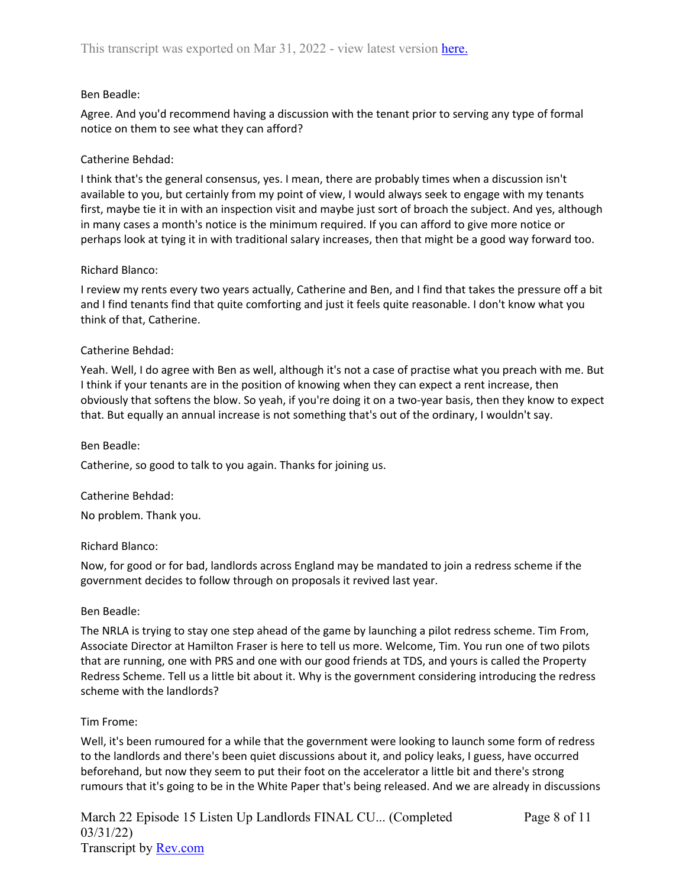Ben Beadle:

Agree. And you'd recommend having a discussion with the tenant prior to serving any type of formal notice on them to see what they can afford?

Catherine Behdad:

I think that's the general consensus, yes. I mean, there are probably times when a discussion isn't available to you, but certainly from my point of view, I would always seek to engage with my tenants first, maybe tie it in with an inspection visit and maybe just sort of broach the subject. And yes, although in many cases a month's notice is the minimum required. If you can afford to give more notice or perhaps look at tying it in with traditional salary increases, then that might be a good way forward too.

Richard Blanco:

I review my rents every two years actually, Catherine and Ben, and I find that takes the pressure off a bit and I find tenants find that quite comforting and just it feels quite reasonable. I don't know what you think of that, Catherine.

Catherine Behdad:

Yeah. Well, I do agree with Ben as well, although it's not a case of practise what you preach with me. But I think if your tenants are in the position of knowing when they can expect a rent increase, then obviously that softens the blow. So yeah, if you're doing it on a two-year basis, then they know to expect that. But equally an annual increase is not something that's out of the ordinary, I wouldn't say.

Ben Beadle:

Catherine, so good to talk to you again. Thanks for joining us.

Catherine Behdad:

No problem. Thank you.

Richard Blanco:

Now, for good or for bad, landlords across England may be mandated to join a redress scheme if the government decides to follow through on proposals it revived last year.

Ben Beadle:

The NRLA is trying to stay one step ahead of the game by launching a pilot redress scheme. Tim From, Associate Director at Hamilton Fraser is here to tell us more. Welcome, Tim. You run one of two pilots that are running, one with PRS and one with our good friends at TDS, and yours is called the Property Redress Scheme. Tell us a little bit about it. Why is the government considering introducing the redress scheme with the landlords?

Tim Frome:

Well, it's been rumoured for a while that the government were looking to launch some form of redress to the landlords and there's been quiet discussions about it, and policy leaks, I guess, have occurred beforehand, but now they seem to put their foot on the accelerator a little bit and there's strong rumours that it's going to be in the White Paper that's being released. And we are already in discussions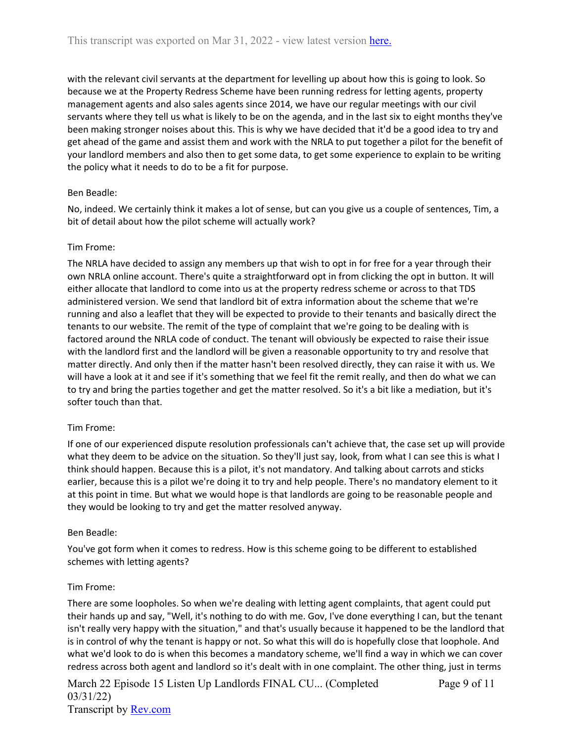with the relevant civil servants at the department for levelling up about how this is going to look. So because we at the Property Redress Scheme have been running redress for letting agents, property management agents and also sales agents since 2014, we have our regular meetings with our civil servants where they tell us what is likely to be on the agenda, and in the last six to eight months they've been making stronger noises about this. This is why we have decided that it'd be a good idea to try and get ahead of the game and assist them and work with the NRLA to put together a pilot for the benefit of your landlord members and also then to get some data, to get some experience to explain to be writing the policy what it needs to do to be a fit for purpose.

Ben Beadle:

No, indeed. We certainly think it makes a lot of sense, but can you give us a couple of sentences, Tim, a bit of detail about how the pilot scheme will actually work?

Tim Frome:

The NRLA have decided to assign any members up that wish to opt in for free for a year through their own NRLA online account. There's quite a straightforward opt in from clicking the opt in button. It will either allocate that landlord to come into us at the property redress scheme or across to that TDS administered version. We send that landlord bit of extra information about the scheme that we're running and also a leaflet that they will be expected to provide to their tenants and basically direct the tenants to our website. The remit of the type of complaint that we're going to be dealing with is factored around the NRLA code of conduct. The tenant will obviously be expected to raise their issue with the landlord first and the landlord will be given a reasonable opportunity to try and resolve that matter directly. And only then if the matter hasn't been resolved directly, they can raise it with us. We will have a look at it and see if it's something that we feel fit the remit really, and then do what we can to try and bring the parties together and get the matter resolved. So it's a bit like a mediation, but it's softer touch than that.

Tim Frome:

If one of our experienced dispute resolution professionals can't achieve that, the case set up will provide what they deem to be advice on the situation. So they'll just say, look, from what I can see this is what I think should happen. Because this is a pilot, it's not mandatory. And talking about carrots and sticks earlier, because this is a pilot we're doing it to try and help people. There's no mandatory element to it at this point in time. But what we would hope is that landlords are going to be reasonable people and they would be looking to try and get the matter resolved anyway.

Ben Beadle:

You've got form when it comes to redress. How is this scheme going to be different to established schemes with letting agents?

Tim Frome:

There are some loopholes. So when we're dealing with letting agent complaints, that agent could put their hands up and say, "Well, it's nothing to do with me. Gov, I've done everything I can, but the tenant isn't really very happy with the situation," and that's usually because it happened to be the landlord that is in control of why the tenant is happy or not. So what this will do is hopefully close that loophole. And what we'd look to do is when this becomes a mandatory scheme, we'll find a way in which we can cover redress across both agent and landlord so it's dealt with in one complaint. The other thing, just in terms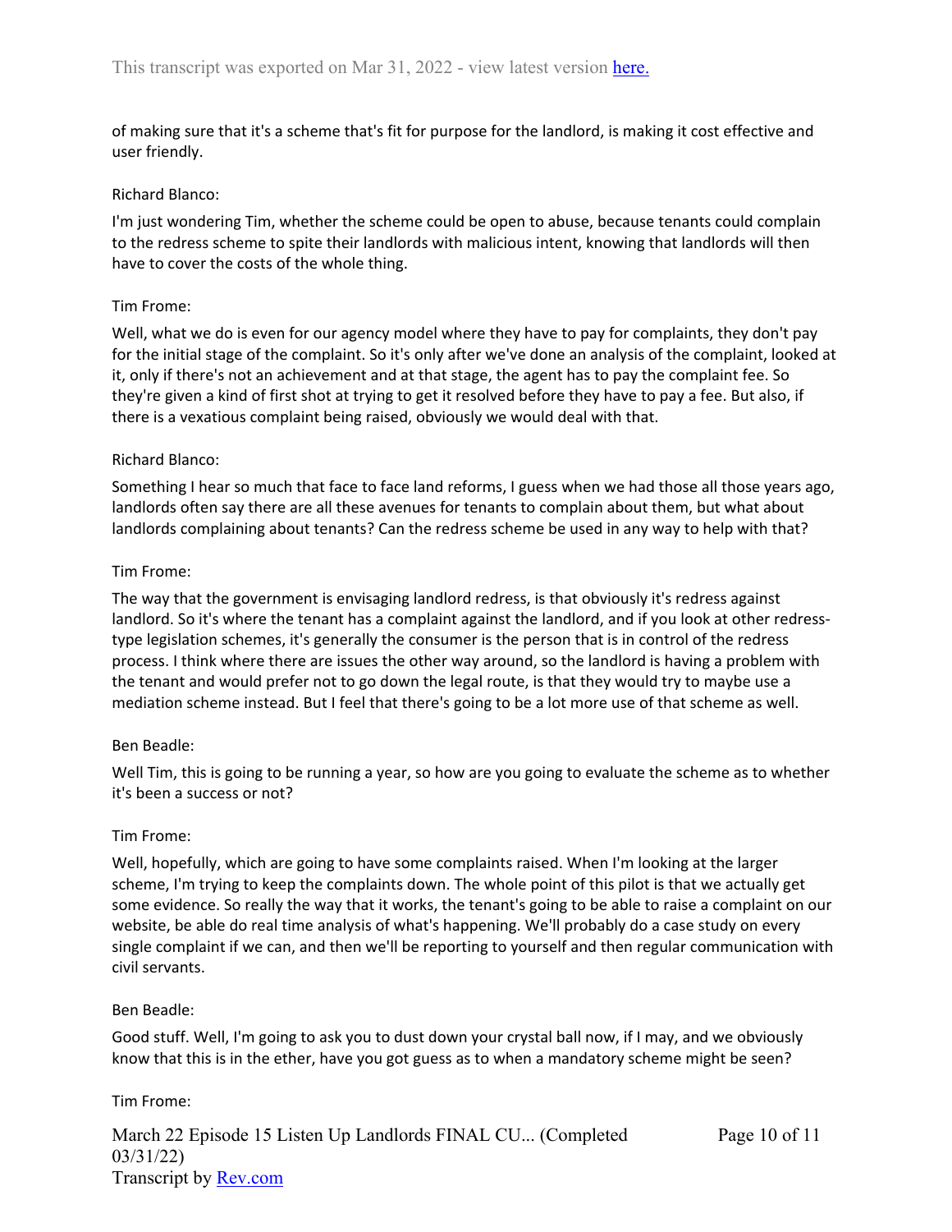of making sure that it's a scheme that's fit for purpose for the landlord, is making it cost effective and user friendly.

Richard Blanco:

I'm just wondering Tim, whether the scheme could be open to abuse, because tenants could complain to the redress scheme to spite their landlords with malicious intent, knowing that landlords will then have to cover the costs of the whole thing.

Tim Frome:

Well, what we do is even for our agency model where they have to pay for complaints, they don't pay for the initial stage of the complaint. So it's only after we've done an analysis of the complaint, looked at it, only if there's not an achievement and at that stage, the agent has to pay the complaint fee. So they're given a kind of first shot at trying to get it resolved before they have to pay a fee. But also, if there is a vexatious complaint being raised, obviously we would deal with that.

Richard Blanco:

Something I hear so much that face to face land reforms, I guess when we had those all those years ago, landlords often say there are all these avenues for tenants to complain about them, but what about landlords complaining about tenants? Can the redress scheme be used in any way to help with that?

Tim Frome:

The way that the government is envisaging landlord redress, is that obviously it's redress against landlord. So it's where the tenant has a complaint against the landlord, and if you look at other redress-type legislation schemes, it's generally the consumer is the person that is in control of the redress process. I think where there are issues the other way around, so the landlord is having a problem with the tenant and would prefer not to go down the legal route, is that they would try to maybe use a mediation scheme instead. But I feel that there's going to be a lot more use of that scheme as well.

Ben Beadle:

Well Tim, this is going to be running a year, so how are you going to evaluate the scheme as to whether it's been a success or not?

Tim Frome:

Well, hopefully, which are going to have some complaints raised. When I'm looking at the larger scheme, I'm trying to keep the complaints down. The whole point of this pilot is that we actually get some evidence. So really the way that it works, the tenant's going to be able to raise a complaint on our website, be able do real time analysis of what's happening. We'll probably do a case study on every single complaint if we can, and then we'll be reporting to yourself and then regular communication with civil servants.

Ben Beadle:

Good stuff. Well, I'm going to ask you to dust down your crystal ball now, if I may, and we obviously know that this is in the ether, have you got guess as to when a mandatory scheme might be seen?

Tim Frome: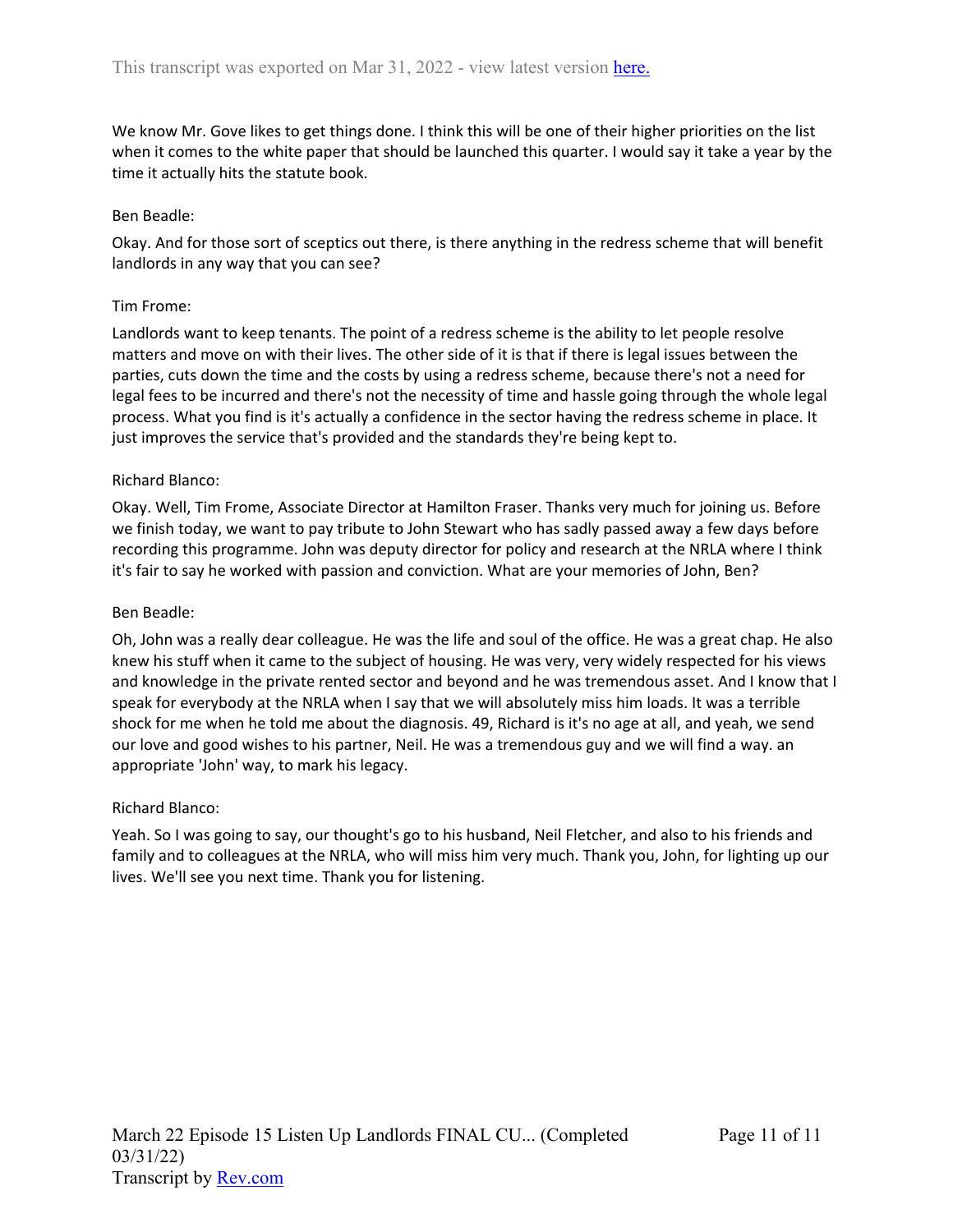We know Mr. Gove likes to get things done. I think this will be one of their higher priorities on the list when it comes to the white paper that should be launched this quarter. I would say it take a year by the time it actually hits the statute book.

Ben Beadle:

Okay. And for those sort of sceptics out there, is there anything in the redress scheme that will benefit landlords in any way that you can see?

Tim Frome:

Landlords want to keep tenants. The point of a redress scheme is the ability to let people resolve matters and move on with their lives. The other side of it is that if there is legal issues between the parties, cuts down the time and the costs by using a redress scheme, because there's not a need for legal fees to be incurred and there's not the necessity of time and hassle going through the whole legal process. What you find is it's actually a confidence in the sector having the redress scheme in place. It just improves the service that's provided and the standards they're being kept to.

Richard Blanco:

Okay. Well, Tim Frome, Associate Director at Hamilton Fraser. Thanks very much for joining us. Before we finish today, we want to pay tribute to John Stewart who has sadly passed away a few days before recording this programme. John was deputy director for policy and research at the NRLA where I think it's fair to say he worked with passion and conviction. What are your memories of John, Ben?

Ben Beadle:

Oh, John was a really dear colleague. He was the life and soul of the office. He was a great chap. He also knew his stuff when it came to the subject of housing. He was very, very widely respected for his views and knowledge in the private rented sector and beyond and he was tremendous asset. And I know that I speak for everybody at the NRLA when I say that we will absolutely miss him loads. It was a terrible shock for me when he told me about the diagnosis. 49, Richard is it's no age at all, and yeah, we send our love and good wishes to his partner, Neil. He was a tremendous guy and we will find a way. an appropriate 'John' way, to mark his legacy.

Richard Blanco:

Yeah. So I was going to say, our thought's go to his husband, Neil Fletcher, and also to his friends and family and to colleagues at the NRLA, who will miss him very much. Thank you, John, for lighting up our lives. We'll see you next time. Thank you for listening.